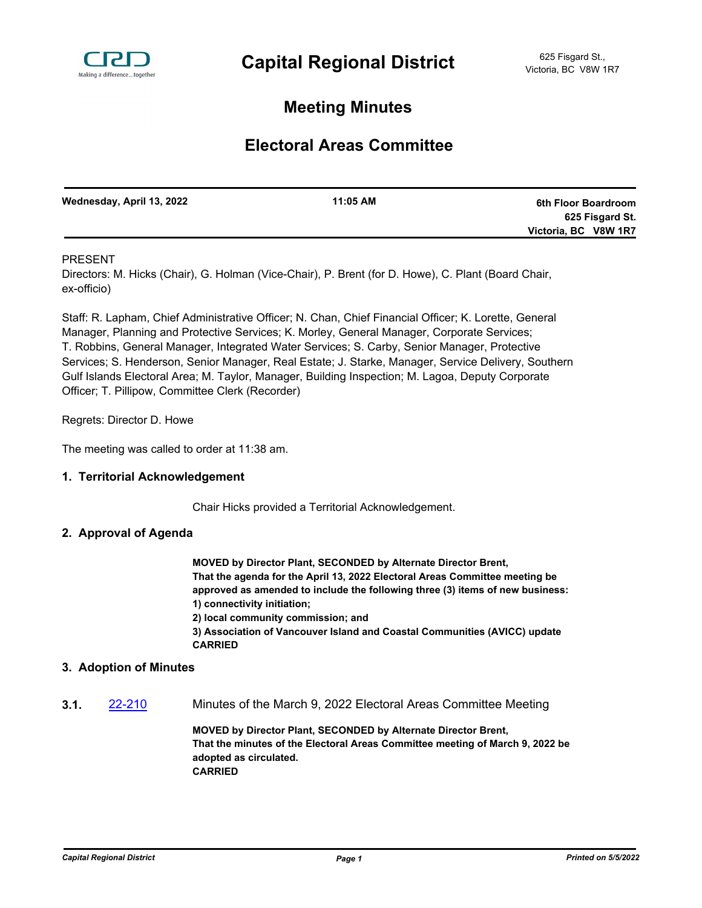# Capital Regional District

625 Fisgard St.,
Victoria, BC V8W 1R7

## Meeting Minutes

## Electoral Areas Committee

| Wednesday, April 13, 2022 | 11:05 AM | 6th Floor Boardroom<br>625 Fisgard St.<br>Victoria, BC V8W 1R7 |
|---|---|---|

PRESENT

Directors: M. Hicks (Chair), G. Holman (Vice-Chair), P. Brent (for D. Howe), C. Plant (Board Chair, ex-officio)

Staff: R. Lapham, Chief Administrative Officer; N. Chan, Chief Financial Officer; K. Lorette, General Manager, Planning and Protective Services; K. Morley, General Manager, Corporate Services; T. Robbins, General Manager, Integrated Water Services; S. Carby, Senior Manager, Protective Services; S. Henderson, Senior Manager, Real Estate; J. Starke, Manager, Service Delivery, Southern Gulf Islands Electoral Area; M. Taylor, Manager, Building Inspection; M. Lagoa, Deputy Corporate Officer; T. Pillipow, Committee Clerk (Recorder)

Regrets: Director D. Howe

The meeting was called to order at 11:38 am.

### 1. Territorial Acknowledgement

Chair Hicks provided a Territorial Acknowledgement.

### 2. Approval of Agenda

**MOVED by Director Plant, SECONDED by Alternate Director Brent,**
**That the agenda for the April 13, 2022 Electoral Areas Committee meeting be approved as amended to include the following three (3) items of new business:**
**1) connectivity initiation;**
**2) local community commission; and**
**3) Association of Vancouver Island and Coastal Communities (AVICC) update**
**CARRIED**

### 3. Adoption of Minutes

**3.1.** 22-210 Minutes of the March 9, 2022 Electoral Areas Committee Meeting

**MOVED by Director Plant, SECONDED by Alternate Director Brent,**
**That the minutes of the Electoral Areas Committee meeting of March 9, 2022 be adopted as circulated.**
**CARRIED**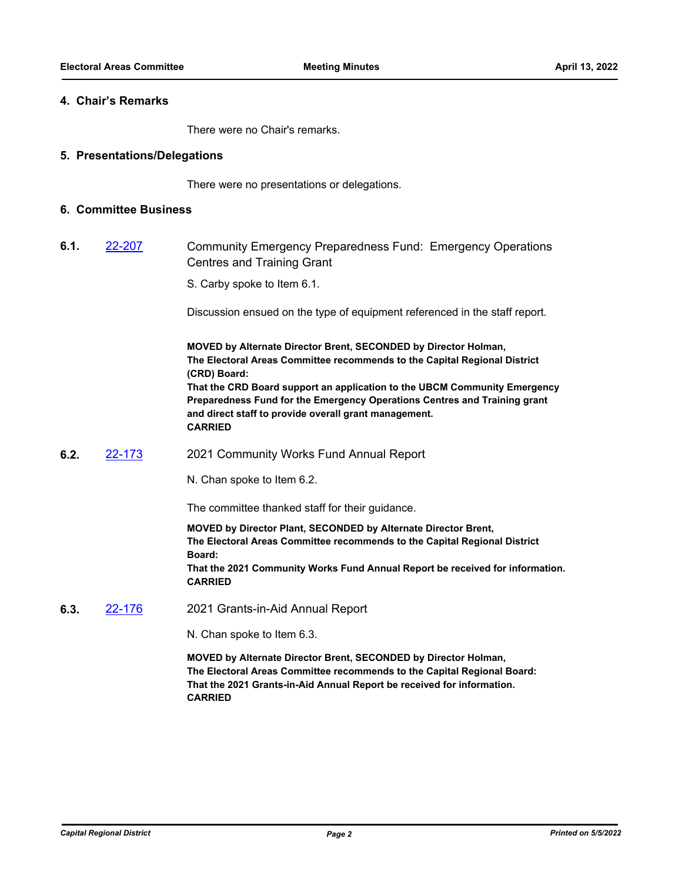## 4. Chair's Remarks

There were no Chair's remarks.

## 5. Presentations/Delegations

There were no presentations or delegations.

## 6. Committee Business

### 6.1. 22-207 Community Emergency Preparedness Fund: Emergency Operations Centres and Training Grant

S. Carby spoke to Item 6.1.

Discussion ensued on the type of equipment referenced in the staff report.

**MOVED by Alternate Director Brent, SECONDED by Director Holman,**
**The Electoral Areas Committee recommends to the Capital Regional District (CRD) Board:**
**That the CRD Board support an application to the UBCM Community Emergency Preparedness Fund for the Emergency Operations Centres and Training grant and direct staff to provide overall grant management.**
**CARRIED**

### 6.2. 22-173 2021 Community Works Fund Annual Report

N. Chan spoke to Item 6.2.

The committee thanked staff for their guidance.

**MOVED by Director Plant, SECONDED by Alternate Director Brent,**
**The Electoral Areas Committee recommends to the Capital Regional District Board:**
**That the 2021 Community Works Fund Annual Report be received for information.**
**CARRIED**

### 6.3. 22-176 2021 Grants-in-Aid Annual Report

N. Chan spoke to Item 6.3.

**MOVED by Alternate Director Brent, SECONDED by Director Holman,**
**The Electoral Areas Committee recommends to the Capital Regional Board:**
**That the 2021 Grants-in-Aid Annual Report be received for information.**
**CARRIED**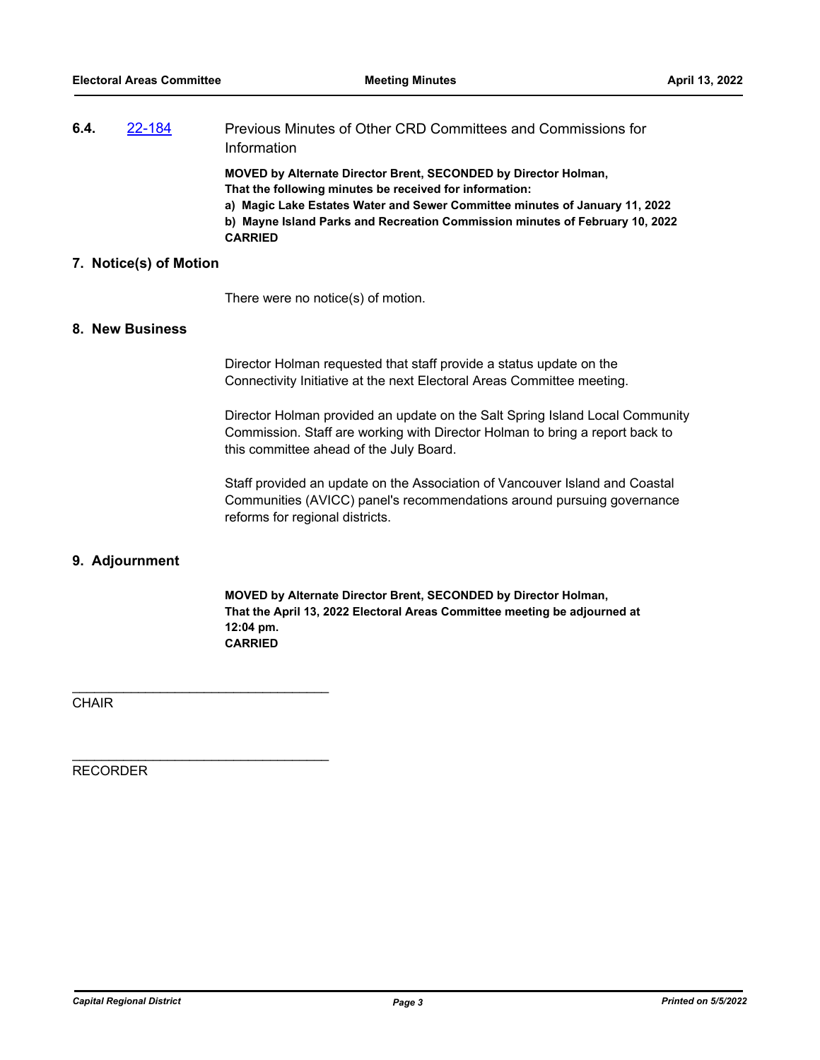**6.4.** 22-184 Previous Minutes of Other CRD Committees and Commissions for Information

**MOVED by Alternate Director Brent, SECONDED by Director Holman,**
**That the following minutes be received for information:**
**a) Magic Lake Estates Water and Sewer Committee minutes of January 11, 2022**
**b) Mayne Island Parks and Recreation Commission minutes of February 10, 2022**
**CARRIED**

## 7. Notice(s) of Motion

There were no notice(s) of motion.

## 8. New Business

Director Holman requested that staff provide a status update on the Connectivity Initiative at the next Electoral Areas Committee meeting.

Director Holman provided an update on the Salt Spring Island Local Community Commission. Staff are working with Director Holman to bring a report back to this committee ahead of the July Board.

Staff provided an update on the Association of Vancouver Island and Coastal Communities (AVICC) panel's recommendations around pursuing governance reforms for regional districts.

## 9. Adjournment

**MOVED by Alternate Director Brent, SECONDED by Director Holman,**
**That the April 13, 2022 Electoral Areas Committee meeting be adjourned at 12:04 pm.**
**CARRIED**

___________________________________
CHAIR

___________________________________
RECORDER